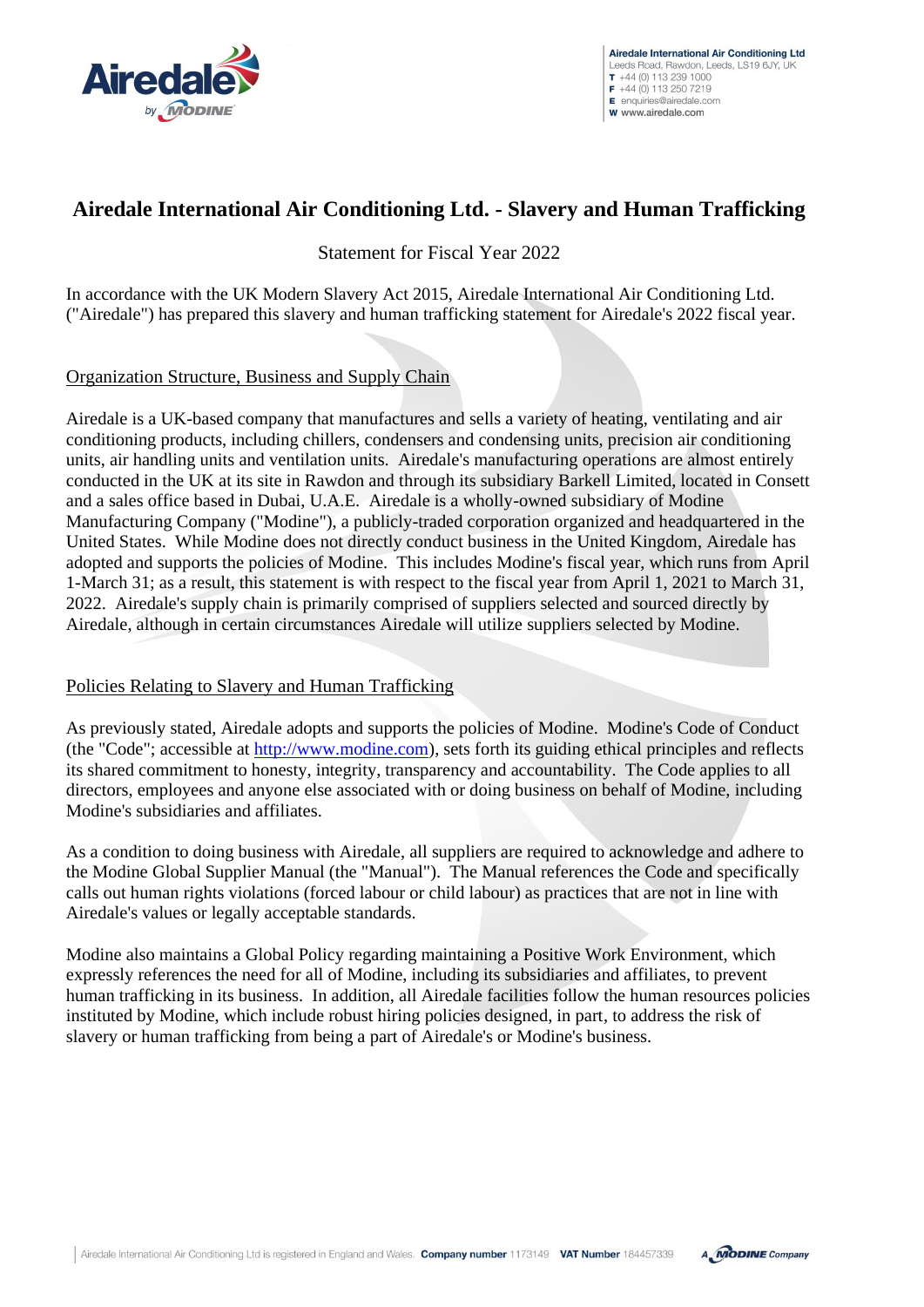# Airedale International Air Conditioning Ltd. - Slavery and Human Trafficking

Statement for Fiscal Year 2022

In accordance with the UK Modern Slavery Act 2015, Airedale International Air Conditioning Ltd. ("Airedale") has prepared this slavery and human trafficking statement for Airedale's 2022 fiscal year.

## Organization Structure, Business and Supply Chain

Airedale is a UK-based company that manufactures and sells a variety of heating, ventilating and air conditioning products, including chillers, condensers and condensing units, precision air conditioning units, air handling units and ventilation units. Airedale's manufacturing operations are almost entirely conducted in the UK at its site in Rawdon and through its subsidiary Barkell Limited, located in Consett and a sales office based in Dubai, U.A.E. Airedale is a wholly-owned subsidiary of Modine Manufacturing Company ("Modine"), a publicly-traded corporation organized and headquartered in the United States. While Modine does not directly conduct business in the United Kingdom, Airedale has adopted and supports the policies of Modine. This includes Modine's fiscal year, which runs from April 1-March 31; as a result, this statement is with respect to the fiscal year from April 1, 2021 to March 31, 2022. Airedale's supply chain is primarily comprised of suppliers selected and sourced directly by Airedale, although in certain circumstances Airedale will utilize suppliers selected by Modine.

## Policies Relating to Slavery and Human Trafficking

As previously stated, Airedale adopts and supports the policies of Modine. Modine's Code of Conduct (the "Code"; accessible at http://www.modine.com), sets forth its guiding ethical principles and reflects its shared commitment to honesty, integrity, transparency and accountability. The Code applies to all directors, employees and anyone else associated with or doing business on behalf of Modine, including Modine's subsidiaries and affiliates.

As a condition to doing business with Airedale, all suppliers are required to acknowledge and adhere to the Modine Global Supplier Manual (the "Manual"). The Manual references the Code and specifically calls out human rights violations (forced labour or child labour) as practices that are not in line with Airedale's values or legally acceptable standards.

Modine also maintains a Global Policy regarding maintaining a Positive Work Environment, which expressly references the need for all of Modine, including its subsidiaries and affiliates, to prevent human trafficking in its business. In addition, all Airedale facilities follow the human resources policies instituted by Modine, which include robust hiring policies designed, in part, to address the risk of slavery or human trafficking from being a part of Airedale's or Modine's business.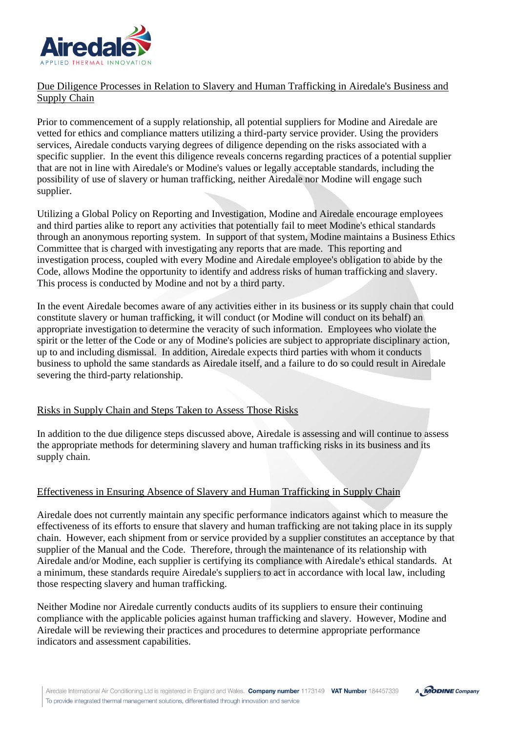## Due Diligence Processes in Relation to Slavery and Human Trafficking in Airedale's Business and Supply Chain

Prior to commencement of a supply relationship, all potential suppliers for Modine and Airedale are vetted for ethics and compliance matters utilizing a third-party service provider. Using the providers services, Airedale conducts varying degrees of diligence depending on the risks associated with a specific supplier. In the event this diligence reveals concerns regarding practices of a potential supplier that are not in line with Airedale's or Modine's values or legally acceptable standards, including the possibility of use of slavery or human trafficking, neither Airedale nor Modine will engage such supplier.

Utilizing a Global Policy on Reporting and Investigation, Modine and Airedale encourage employees and third parties alike to report any activities that potentially fail to meet Modine's ethical standards through an anonymous reporting system. In support of that system, Modine maintains a Business Ethics Committee that is charged with investigating any reports that are made. This reporting and investigation process, coupled with every Modine and Airedale employee's obligation to abide by the Code, allows Modine the opportunity to identify and address risks of human trafficking and slavery. This process is conducted by Modine and not by a third party.

In the event Airedale becomes aware of any activities either in its business or its supply chain that could constitute slavery or human trafficking, it will conduct (or Modine will conduct on its behalf) an appropriate investigation to determine the veracity of such information. Employees who violate the spirit or the letter of the Code or any of Modine's policies are subject to appropriate disciplinary action, up to and including dismissal. In addition, Airedale expects third parties with whom it conducts business to uphold the same standards as Airedale itself, and a failure to do so could result in Airedale severing the third-party relationship.

## Risks in Supply Chain and Steps Taken to Assess Those Risks

In addition to the due diligence steps discussed above, Airedale is assessing and will continue to assess the appropriate methods for determining slavery and human trafficking risks in its business and its supply chain.

## Effectiveness in Ensuring Absence of Slavery and Human Trafficking in Supply Chain

Airedale does not currently maintain any specific performance indicators against which to measure the effectiveness of its efforts to ensure that slavery and human trafficking are not taking place in its supply chain. However, each shipment from or service provided by a supplier constitutes an acceptance by that supplier of the Manual and the Code. Therefore, through the maintenance of its relationship with Airedale and/or Modine, each supplier is certifying its compliance with Airedale's ethical standards. At a minimum, these standards require Airedale's suppliers to act in accordance with local law, including those respecting slavery and human trafficking.

Neither Modine nor Airedale currently conducts audits of its suppliers to ensure their continuing compliance with the applicable policies against human trafficking and slavery. However, Modine and Airedale will be reviewing their practices and procedures to determine appropriate performance indicators and assessment capabilities.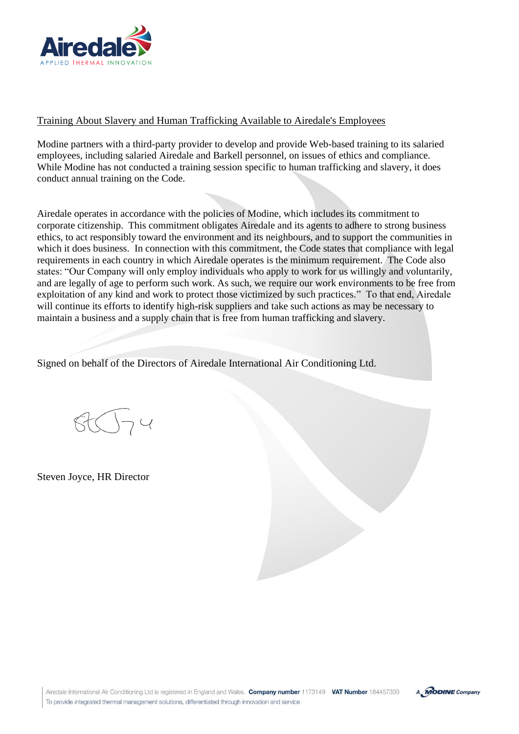Training About Slavery and Human Trafficking Available to Airedale's Employees

Modine partners with a third-party provider to develop and provide Web-based training to its salaried employees, including salaried Airedale and Barkell personnel, on issues of ethics and compliance. While Modine has not conducted a training session specific to human trafficking and slavery, it does conduct annual training on the Code.

Airedale operates in accordance with the policies of Modine, which includes its commitment to corporate citizenship. This commitment obligates Airedale and its agents to adhere to strong business ethics, to act responsibly toward the environment and its neighbours, and to support the communities in which it does business. In connection with this commitment, the Code states that compliance with legal requirements in each country in which Airedale operates is the minimum requirement. The Code also states: "Our Company will only employ individuals who apply to work for us willingly and voluntarily, and are legally of age to perform such work. As such, we require our work environments to be free from exploitation of any kind and work to protect those victimized by such practices." To that end, Airedale will continue its efforts to identify high-risk suppliers and take such actions as may be necessary to maintain a business and a supply chain that is free from human trafficking and slavery.

Signed on behalf of the Directors of Airedale International Air Conditioning Ltd.

Steven Joyce, HR Director